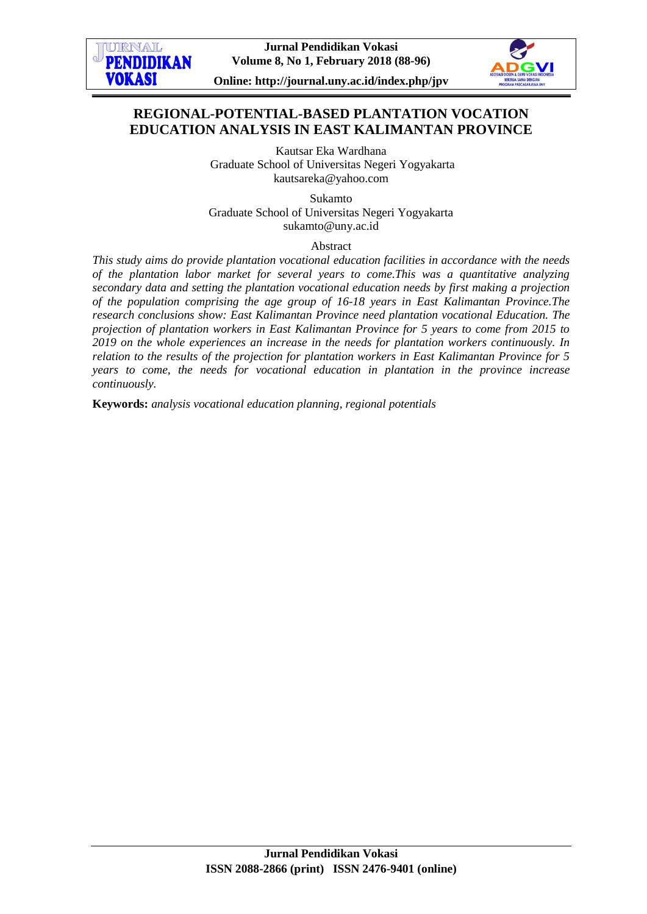# REGIONAL-POTENTIAL-BASED PLANTATION VOCATION EDUCATION ANALYSIS IN EAST KALIMANTAN PROVINCE

Kautsar Eka Wardhana
Graduate School of Universitas Negeri Yogyakarta
kautsareka@yahoo.com

Sukamto
Graduate School of Universitas Negeri Yogyakarta
sukamto@uny.ac.id

## Abstract

*This study aims do provide plantation vocational education facilities in accordance with the needs of the plantation labor market for several years to come.This was a quantitative analyzing secondary data and setting the plantation vocational education needs by first making a projection of the population comprising the age group of 16-18 years in East Kalimantan Province.The research conclusions show: East Kalimantan Province need plantation vocational Education. The projection of plantation workers in East Kalimantan Province for 5 years to come from 2015 to 2019 on the whole experiences an increase in the needs for plantation workers continuously. In relation to the results of the projection for plantation workers in East Kalimantan Province for 5 years to come, the needs for vocational education in plantation in the province increase continuously.*

**Keywords:** *analysis vocational education planning, regional potentials*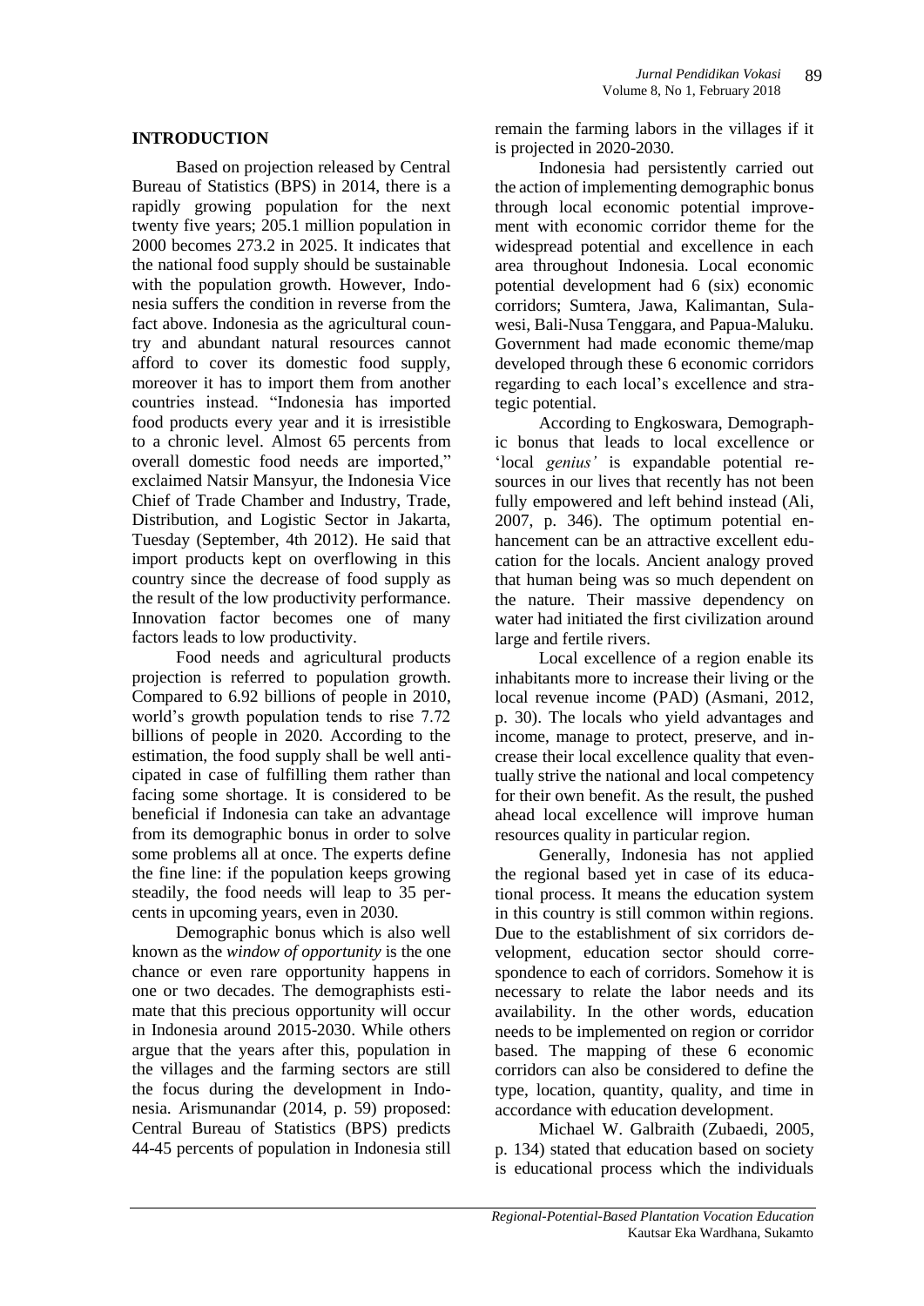## INTRODUCTION

Based on projection released by Central Bureau of Statistics (BPS) in 2014, there is a rapidly growing population for the next twenty five years; 205.1 million population in 2000 becomes 273.2 in 2025. It indicates that the national food supply should be sustainable with the population growth. However, Indonesia suffers the condition in reverse from the fact above. Indonesia as the agricultural country and abundant natural resources cannot afford to cover its domestic food supply, moreover it has to import them from another countries instead. "Indonesia has imported food products every year and it is irresistible to a chronic level. Almost 65 percents from overall domestic food needs are imported," exclaimed Natsir Mansyur, the Indonesia Vice Chief of Trade Chamber and Industry, Trade, Distribution, and Logistic Sector in Jakarta, Tuesday (September, 4th 2012). He said that import products kept on overflowing in this country since the decrease of food supply as the result of the low productivity performance. Innovation factor becomes one of many factors leads to low productivity.

Food needs and agricultural products projection is referred to population growth. Compared to 6.92 billions of people in 2010, world's growth population tends to rise 7.72 billions of people in 2020. According to the estimation, the food supply shall be well anticipated in case of fulfilling them rather than facing some shortage. It is considered to be beneficial if Indonesia can take an advantage from its demographic bonus in order to solve some problems all at once. The experts define the fine line: if the population keeps growing steadily, the food needs will leap to 35 percents in upcoming years, even in 2030.

Demographic bonus which is also well known as the *window of opportunity* is the one chance or even rare opportunity happens in one or two decades. The demographists estimate that this precious opportunity will occur in Indonesia around 2015-2030. While others argue that the years after this, population in the villages and the farming sectors are still the focus during the development in Indonesia. Arismunandar (2014, p. 59) proposed: Central Bureau of Statistics (BPS) predicts 44-45 percents of population in Indonesia still remain the farming labors in the villages if it is projected in 2020-2030.

Indonesia had persistently carried out the action of implementing demographic bonus through local economic potential improvement with economic corridor theme for the widespread potential and excellence in each area throughout Indonesia. Local economic potential development had 6 (six) economic corridors; Sumtera, Jawa, Kalimantan, Sulawesi, Bali-Nusa Tenggara, and Papua-Maluku. Government had made economic theme/map developed through these 6 economic corridors regarding to each local's excellence and strategic potential.

According to Engkoswara, Demographic bonus that leads to local excellence or 'local *genius'* is expandable potential resources in our lives that recently has not been fully empowered and left behind instead (Ali, 2007, p. 346). The optimum potential enhancement can be an attractive excellent education for the locals. Ancient analogy proved that human being was so much dependent on the nature. Their massive dependency on water had initiated the first civilization around large and fertile rivers.

Local excellence of a region enable its inhabitants more to increase their living or the local revenue income (PAD) (Asmani, 2012, p. 30). The locals who yield advantages and income, manage to protect, preserve, and increase their local excellence quality that eventually strive the national and local competency for their own benefit. As the result, the pushed ahead local excellence will improve human resources quality in particular region.

Generally, Indonesia has not applied the regional based yet in case of its educational process. It means the education system in this country is still common within regions. Due to the establishment of six corridors development, education sector should correspondence to each of corridors. Somehow it is necessary to relate the labor needs and its availability. In the other words, education needs to be implemented on region or corridor based. The mapping of these 6 economic corridors can also be considered to define the type, location, quantity, quality, and time in accordance with education development.

Michael W. Galbraith (Zubaedi, 2005, p. 134) stated that education based on society is educational process which the individuals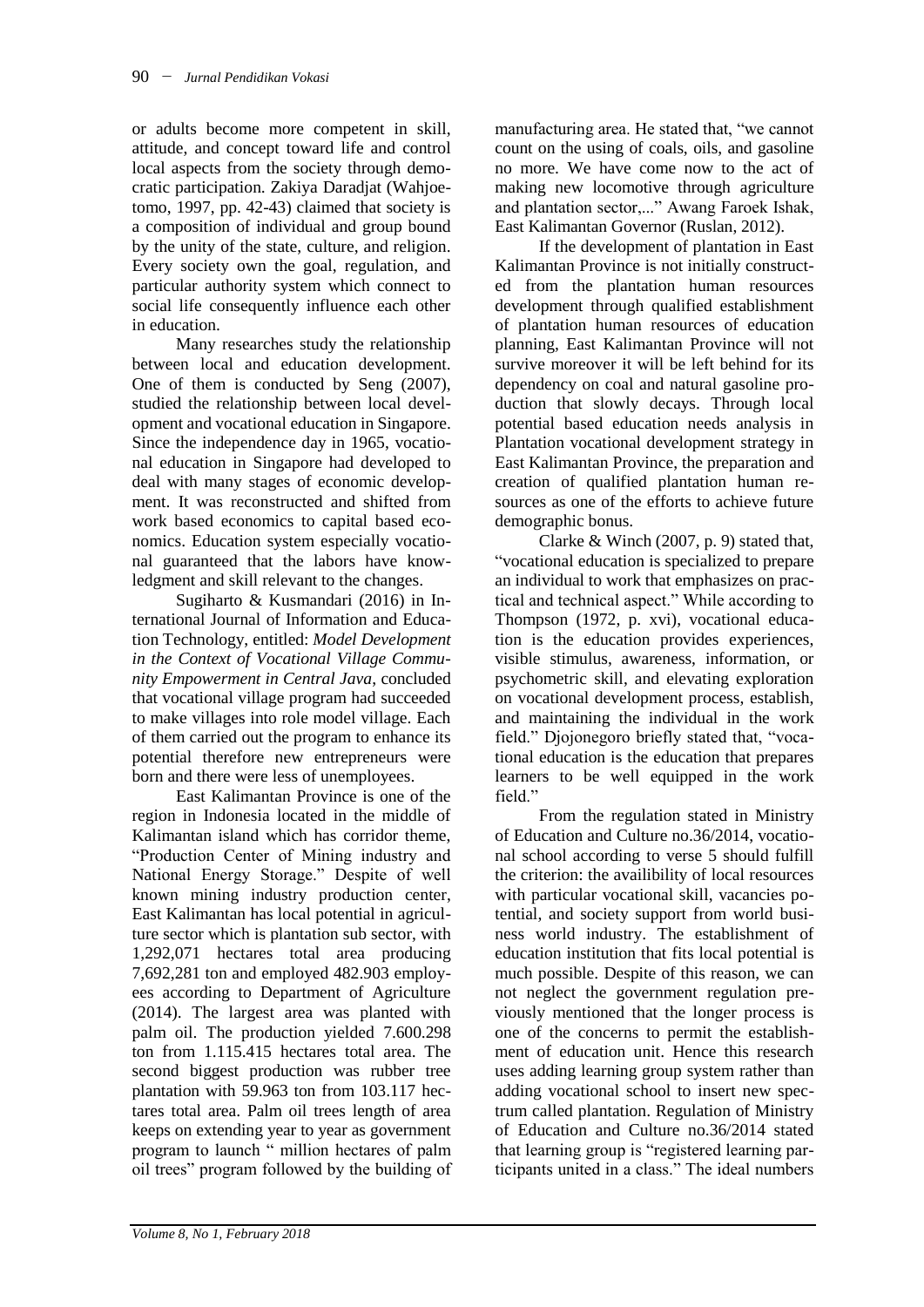or adults become more competent in skill, attitude, and concept toward life and control local aspects from the society through democratic participation. Zakiya Daradjat (Wahjoetomo, 1997, pp. 42-43) claimed that society is a composition of individual and group bound by the unity of the state, culture, and religion. Every society own the goal, regulation, and particular authority system which connect to social life consequently influence each other in education.

Many researches study the relationship between local and education development. One of them is conducted by Seng (2007), studied the relationship between local development and vocational education in Singapore. Since the independence day in 1965, vocational education in Singapore had developed to deal with many stages of economic development. It was reconstructed and shifted from work based economics to capital based economics. Education system especially vocational guaranteed that the labors have knowledgment and skill relevant to the changes.

Sugiharto & Kusmandari (2016) in International Journal of Information and Education Technology, entitled: *Model Development in the Context of Vocational Village Community Empowerment in Central Java*, concluded that vocational village program had succeeded to make villages into role model village. Each of them carried out the program to enhance its potential therefore new entrepreneurs were born and there were less of unemployees.

East Kalimantan Province is one of the region in Indonesia located in the middle of Kalimantan island which has corridor theme, "Production Center of Mining industry and National Energy Storage." Despite of well known mining industry production center, East Kalimantan has local potential in agriculture sector which is plantation sub sector, with 1,292,071 hectares total area producing 7,692,281 ton and employed 482.903 employees according to Department of Agriculture (2014). The largest area was planted with palm oil. The production yielded 7.600.298 ton from 1.115.415 hectares total area. The second biggest production was rubber tree plantation with 59.963 ton from 103.117 hectares total area. Palm oil trees length of area keeps on extending year to year as government program to launch " million hectares of palm oil trees" program followed by the building of manufacturing area. He stated that, "we cannot count on the using of coals, oils, and gasoline no more. We have come now to the act of making new locomotive through agriculture and plantation sector,..." Awang Faroek Ishak, East Kalimantan Governor (Ruslan, 2012).

If the development of plantation in East Kalimantan Province is not initially constructed from the plantation human resources development through qualified establishment of plantation human resources of education planning, East Kalimantan Province will not survive moreover it will be left behind for its dependency on coal and natural gasoline production that slowly decays. Through local potential based education needs analysis in Plantation vocational development strategy in East Kalimantan Province, the preparation and creation of qualified plantation human resources as one of the efforts to achieve future demographic bonus.

Clarke & Winch (2007, p. 9) stated that, "vocational education is specialized to prepare an individual to work that emphasizes on practical and technical aspect." While according to Thompson (1972, p. xvi), vocational education is the education provides experiences, visible stimulus, awareness, information, or psychometric skill, and elevating exploration on vocational development process, establish, and maintaining the individual in the work field." Djojonegoro briefly stated that, "vocational education is the education that prepares learners to be well equipped in the work field."

From the regulation stated in Ministry of Education and Culture no.36/2014, vocational school according to verse 5 should fulfill the criterion: the availibility of local resources with particular vocational skill, vacancies potential, and society support from world business world industry. The establishment of education institution that fits local potential is much possible. Despite of this reason, we can not neglect the government regulation previously mentioned that the longer process is one of the concerns to permit the establishment of education unit. Hence this research uses adding learning group system rather than adding vocational school to insert new spectrum called plantation. Regulation of Ministry of Education and Culture no.36/2014 stated that learning group is "registered learning participants united in a class." The ideal numbers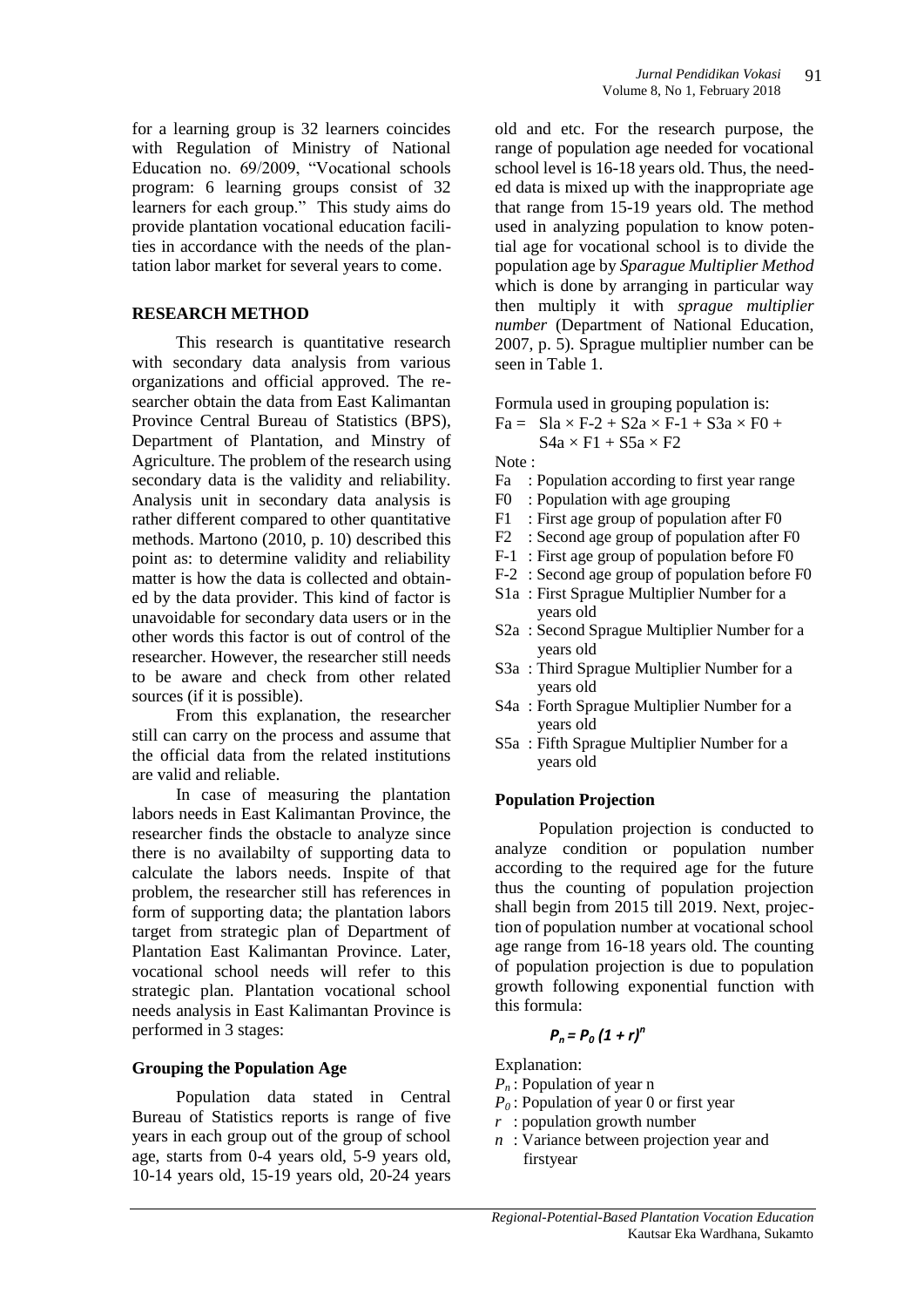for a learning group is 32 learners coincides with Regulation of Ministry of National Education no. 69/2009, "Vocational schools program: 6 learning groups consist of 32 learners for each group." This study aims do provide plantation vocational education facilities in accordance with the needs of the plantation labor market for several years to come.

## RESEARCH METHOD

This research is quantitative research with secondary data analysis from various organizations and official approved. The researcher obtain the data from East Kalimantan Province Central Bureau of Statistics (BPS), Department of Plantation, and Minstry of Agriculture. The problem of the research using secondary data is the validity and reliability. Analysis unit in secondary data analysis is rather different compared to other quantitative methods. Martono (2010, p. 10) described this point as: to determine validity and reliability matter is how the data is collected and obtained by the data provider. This kind of factor is unavoidable for secondary data users or in the other words this factor is out of control of the researcher. However, the researcher still needs to be aware and check from other related sources (if it is possible).

From this explanation, the researcher still can carry on the process and assume that the official data from the related institutions are valid and reliable.

In case of measuring the plantation labors needs in East Kalimantan Province, the researcher finds the obstacle to analyze since there is no availabilty of supporting data to calculate the labors needs. Inspite of that problem, the researcher still has references in form of supporting data; the plantation labors target from strategic plan of Department of Plantation East Kalimantan Province. Later, vocational school needs will refer to this strategic plan. Plantation vocational school needs analysis in East Kalimantan Province is performed in 3 stages:

### Grouping the Population Age

Population data stated in Central Bureau of Statistics reports is range of five years in each group out of the group of school age, starts from 0-4 years old, 5-9 years old, 10-14 years old, 15-19 years old, 20-24 years old and etc. For the research purpose, the range of population age needed for vocational school level is 16-18 years old. Thus, the needed data is mixed up with the inappropriate age that range from 15-19 years old. The method used in analyzing population to know potential age for vocational school is to divide the population age by *Sparague Multiplier Method* which is done by arranging in particular way then multiply it with *sprague multiplier number* (Department of National Education, 2007, p. 5). Sprague multiplier number can be seen in Table 1.

Formula used in grouping population is:

$$Fa = Sla \times F\text{-}2 + S2a \times F\text{-}1 + S3a \times F0 + S4a \times F1 + S5a \times F2$$

Note :

- Fa : Population according to first year range
- F0 : Population with age grouping
- F1 : First age group of population after F0
- F2 : Second age group of population after F0
- F-1 : First age group of population before F0
- F-2 : Second age group of population before F0
- S1a : First Sprague Multiplier Number for a years old
- S2a : Second Sprague Multiplier Number for a years old
- S3a : Third Sprague Multiplier Number for a years old
- S4a : Forth Sprague Multiplier Number for a years old
- S5a : Fifth Sprague Multiplier Number for a years old

### Population Projection

Population projection is conducted to analyze condition or population number according to the required age for the future thus the counting of population projection shall begin from 2015 till 2019. Next, projection of population number at vocational school age range from 16-18 years old. The counting of population projection is due to population growth following exponential function with this formula:

$$P_n = P_0 (1 + r)^n$$

Explanation:

- $P_n$ : Population of year n
- $P_0$ : Population of year 0 or first year
- $r$ : population growth number
- $n$ : Variance between projection year and firstyear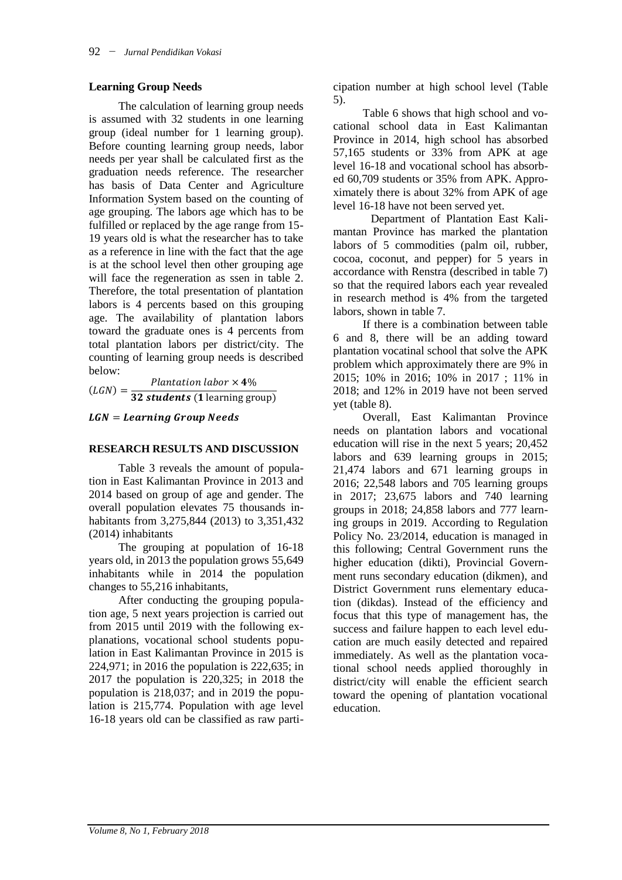### Learning Group Needs

The calculation of learning group needs is assumed with 32 students in one learning group (ideal number for 1 learning group). Before counting learning group needs, labor needs per year shall be calculated first as the graduation needs reference. The researcher has basis of Data Center and Agriculture Information System based on the counting of age grouping. The labors age which has to be fulfilled or replaced by the age range from 15-19 years old is what the researcher has to take as a reference in line with the fact that the age is at the school level then other grouping age will face the regeneration as ssen in table 2. Therefore, the total presentation of plantation labors is 4 percents based on this grouping age. The availability of plantation labors toward the graduate ones is 4 percents from total plantation labors per district/city. The counting of learning group needs is described below:

$$(LGN) = \frac{Plantation\ labor \times \mathbf{4}\%}{\mathbf{32}\ \boldsymbol{students}\ (\mathbf{1}\ \text{learning group})}$$

$$\boldsymbol{LGN = Learning\ Group\ Needs}$$

## RESEARCH RESULTS AND DISCUSSION

Table 3 reveals the amount of population in East Kalimantan Province in 2013 and 2014 based on group of age and gender. The overall population elevates 75 thousands inhabitants from 3,275,844 (2013) to 3,351,432 (2014) inhabitants

The grouping at population of 16-18 years old, in 2013 the population grows 55,649 inhabitants while in 2014 the population changes to 55,216 inhabitants,

After conducting the grouping population age, 5 next years projection is carried out from 2015 until 2019 with the following explanations, vocational school students population in East Kalimantan Province in 2015 is 224,971; in 2016 the population is 222,635; in 2017 the population is 220,325; in 2018 the population is 218,037; and in 2019 the population is 215,774. Population with age level 16-18 years old can be classified as raw participation number at high school level (Table 5).

Table 6 shows that high school and vocational school data in East Kalimantan Province in 2014, high school has absorbed 57,165 students or 33% from APK at age level 16-18 and vocational school has absorbed 60,709 students or 35% from APK. Approximately there is about 32% from APK of age level 16-18 have not been served yet.

Department of Plantation East Kalimantan Province has marked the plantation labors of 5 commodities (palm oil, rubber, cocoa, coconut, and pepper) for 5 years in accordance with Renstra (described in table 7) so that the required labors each year revealed in research method is 4% from the targeted labors, shown in table 7.

If there is a combination between table 6 and 8, there will be an adding toward plantation vocatinal school that solve the APK problem which approximately there are 9% in 2015; 10% in 2016; 10% in 2017 ; 11% in 2018; and 12% in 2019 have not been served yet (table 8).

Overall, East Kalimantan Province needs on plantation labors and vocational education will rise in the next 5 years; 20,452 labors and 639 learning groups in 2015; 21,474 labors and 671 learning groups in 2016; 22,548 labors and 705 learning groups in 2017; 23,675 labors and 740 learning groups in 2018; 24,858 labors and 777 learning groups in 2019. According to Regulation Policy No. 23/2014, education is managed in this following; Central Government runs the higher education (dikti), Provincial Government runs secondary education (dikmen), and District Government runs elementary education (dikdas). Instead of the efficiency and focus that this type of management has, the success and failure happen to each level education are much easily detected and repaired immediately. As well as the plantation vocational school needs applied thoroughly in district/city will enable the efficient search toward the opening of plantation vocational education.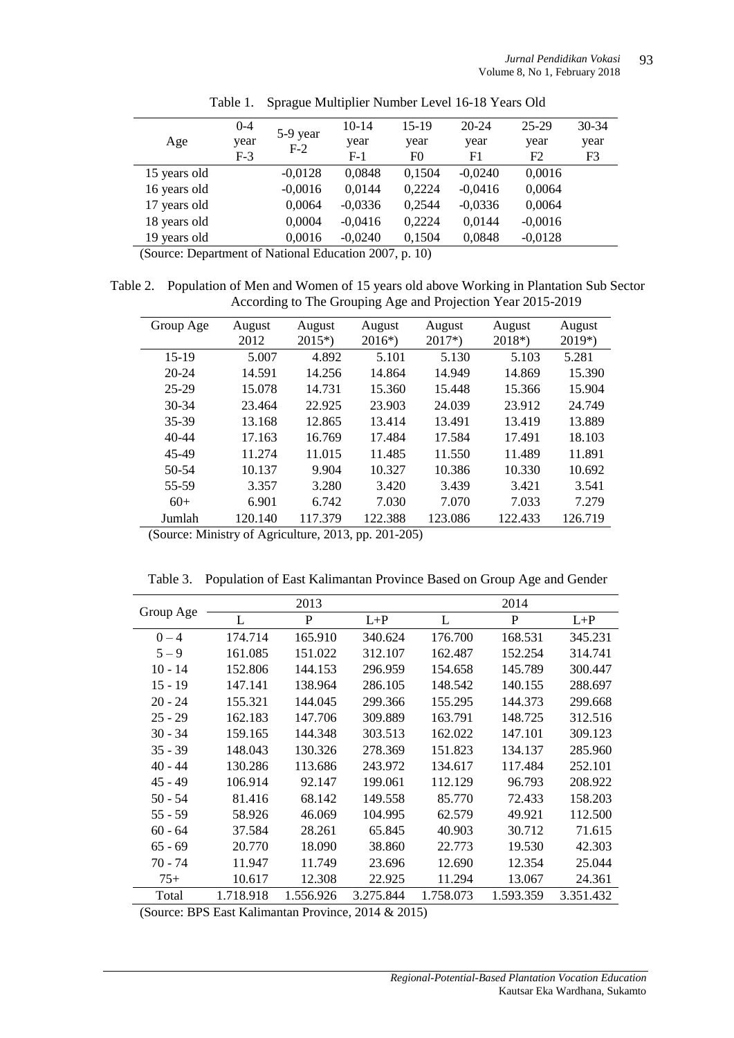Table 1. Sprague Multiplier Number Level 16-18 Years Old

| Age | 0-4 year F-3 | 5-9 year F-2 | 10-14 year F-1 | 15-19 year F0 | 20-24 year F1 | 25-29 year F2 | 30-34 year F3 |
|---|---|---|---|---|---|---|---|
| 15 years old | | -0,0128 | 0,0848 | 0,1504 | -0,0240 | 0,0016 | |
| 16 years old | | -0,0016 | 0,0144 | 0,2224 | -0,0416 | 0,0064 | |
| 17 years old | | 0,0064 | -0,0336 | 0,2544 | -0,0336 | 0,0064 | |
| 18 years old | | 0,0004 | -0,0416 | 0,2224 | 0,0144 | -0,0016 | |
| 19 years old | | 0,0016 | -0,0240 | 0,1504 | 0,0848 | -0,0128 | |

(Source: Department of National Education 2007, p. 10)

Table 2. Population of Men and Women of 15 years old above Working in Plantation Sub Sector According to The Grouping Age and Projection Year 2015-2019

| Group Age | August 2012 | August 2015*) | August 2016*) | August 2017*) | August 2018*) | August 2019*) |
|---|---|---|---|---|---|---|
| 15-19 | 5.007 | 4.892 | 5.101 | 5.130 | 5.103 | 5.281 |
| 20-24 | 14.591 | 14.256 | 14.864 | 14.949 | 14.869 | 15.390 |
| 25-29 | 15.078 | 14.731 | 15.360 | 15.448 | 15.366 | 15.904 |
| 30-34 | 23.464 | 22.925 | 23.903 | 24.039 | 23.912 | 24.749 |
| 35-39 | 13.168 | 12.865 | 13.414 | 13.491 | 13.419 | 13.889 |
| 40-44 | 17.163 | 16.769 | 17.484 | 17.584 | 17.491 | 18.103 |
| 45-49 | 11.274 | 11.015 | 11.485 | 11.550 | 11.489 | 11.891 |
| 50-54 | 10.137 | 9.904 | 10.327 | 10.386 | 10.330 | 10.692 |
| 55-59 | 3.357 | 3.280 | 3.420 | 3.439 | 3.421 | 3.541 |
| 60+ | 6.901 | 6.742 | 7.030 | 7.070 | 7.033 | 7.279 |
| Jumlah | 120.140 | 117.379 | 122.388 | 123.086 | 122.433 | 126.719 |

(Source: Ministry of Agriculture, 2013, pp. 201-205)

Table 3. Population of East Kalimantan Province Based on Group Age and Gender

| Group Age | 2013 | | | 2014 | | |
|---|---|---|---|---|---|---|
| | L | P | L+P | L | P | L+P |
| 0 – 4 | 174.714 | 165.910 | 340.624 | 176.700 | 168.531 | 345.231 |
| 5 – 9 | 161.085 | 151.022 | 312.107 | 162.487 | 152.254 | 314.741 |
| 10 - 14 | 152.806 | 144.153 | 296.959 | 154.658 | 145.789 | 300.447 |
| 15 - 19 | 147.141 | 138.964 | 286.105 | 148.542 | 140.155 | 288.697 |
| 20 - 24 | 155.321 | 144.045 | 299.366 | 155.295 | 144.373 | 299.668 |
| 25 - 29 | 162.183 | 147.706 | 309.889 | 163.791 | 148.725 | 312.516 |
| 30 - 34 | 159.165 | 144.348 | 303.513 | 162.022 | 147.101 | 309.123 |
| 35 - 39 | 148.043 | 130.326 | 278.369 | 151.823 | 134.137 | 285.960 |
| 40 - 44 | 130.286 | 113.686 | 243.972 | 134.617 | 117.484 | 252.101 |
| 45 - 49 | 106.914 | 92.147 | 199.061 | 112.129 | 96.793 | 208.922 |
| 50 - 54 | 81.416 | 68.142 | 149.558 | 85.770 | 72.433 | 158.203 |
| 55 - 59 | 58.926 | 46.069 | 104.995 | 62.579 | 49.921 | 112.500 |
| 60 - 64 | 37.584 | 28.261 | 65.845 | 40.903 | 30.712 | 71.615 |
| 65 - 69 | 20.770 | 18.090 | 38.860 | 22.773 | 19.530 | 42.303 |
| 70 - 74 | 11.947 | 11.749 | 23.696 | 12.690 | 12.354 | 25.044 |
| 75+ | 10.617 | 12.308 | 22.925 | 11.294 | 13.067 | 24.361 |
| Total | 1.718.918 | 1.556.926 | 3.275.844 | 1.758.073 | 1.593.359 | 3.351.432 |

(Source: BPS East Kalimantan Province, 2014 & 2015)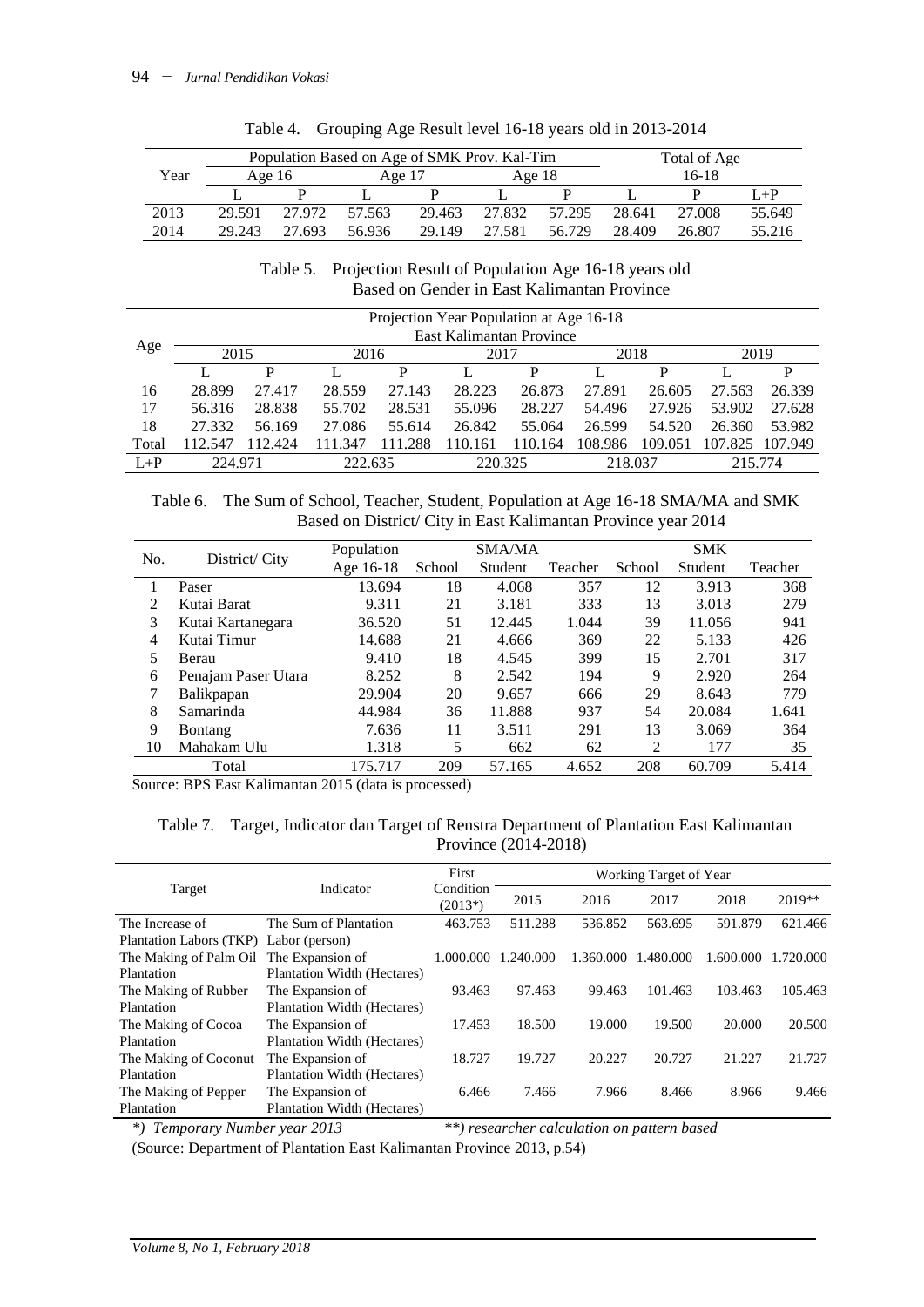Table 4. Grouping Age Result level 16-18 years old in 2013-2014

| Year | Population Based on Age of SMK Prov. Kal-Tim | | | | | | Total of Age 16-18 | | |
|---|---|---|---|---|---|---|---|---|---|
| | Age 16 | | Age 17 | | Age 18 | | | | |
| | L | P | L | P | L | P | L | P | L+P |
| 2013 | 29.591 | 27.972 | 57.563 | 29.463 | 27.832 | 57.295 | 28.641 | 27.008 | 55.649 |
| 2014 | 29.243 | 27.693 | 56.936 | 29.149 | 27.581 | 56.729 | 28.409 | 26.807 | 55.216 |

Table 5. Projection Result of Population Age 16-18 years old Based on Gender in East Kalimantan Province

| Age | Projection Year Population at Age 16-18 East Kalimantan Province | | | | | | | | | |
|---|---|---|---|---|---|---|---|---|---|---|
| | 2015 | | 2016 | | 2017 | | 2018 | | 2019 | |
| | L | P | L | P | L | P | L | P | L | P |
| 16 | 28.899 | 27.417 | 28.559 | 27.143 | 28.223 | 26.873 | 27.891 | 26.605 | 27.563 | 26.339 |
| 17 | 56.316 | 28.838 | 55.702 | 28.531 | 55.096 | 28.227 | 54.496 | 27.926 | 53.902 | 27.628 |
| 18 | 27.332 | 56.169 | 27.086 | 55.614 | 26.842 | 55.064 | 26.599 | 54.520 | 26.360 | 53.982 |
| Total | 112.547 | 112.424 | 111.347 | 111.288 | 110.161 | 110.164 | 108.986 | 109.051 | 107.825 | 107.949 |
| L+P | 224.971 | | 222.635 | | 220.325 | | 218.037 | | 215.774 | |

Table 6. The Sum of School, Teacher, Student, Population at Age 16-18 SMA/MA and SMK Based on District/ City in East Kalimantan Province year 2014

| No. | District/ City | Population Age 16-18 | SMA/MA School | SMA/MA Student | SMA/MA Teacher | SMK School | SMK Student | SMK Teacher |
|---|---|---|---|---|---|---|---|---|
| 1 | Paser | 13.694 | 18 | 4.068 | 357 | 12 | 3.913 | 368 |
| 2 | Kutai Barat | 9.311 | 21 | 3.181 | 333 | 13 | 3.013 | 279 |
| 3 | Kutai Kartanegara | 36.520 | 51 | 12.445 | 1.044 | 39 | 11.056 | 941 |
| 4 | Kutai Timur | 14.688 | 21 | 4.666 | 369 | 22 | 5.133 | 426 |
| 5 | Berau | 9.410 | 18 | 4.545 | 399 | 15 | 2.701 | 317 |
| 6 | Penajam Paser Utara | 8.252 | 8 | 2.542 | 194 | 9 | 2.920 | 264 |
| 7 | Balikpapan | 29.904 | 20 | 9.657 | 666 | 29 | 8.643 | 779 |
| 8 | Samarinda | 44.984 | 36 | 11.888 | 937 | 54 | 20.084 | 1.641 |
| 9 | Bontang | 7.636 | 11 | 3.511 | 291 | 13 | 3.069 | 364 |
| 10 | Mahakam Ulu | 1.318 | 5 | 662 | 62 | 2 | 177 | 35 |
| | Total | 175.717 | 209 | 57.165 | 4.652 | 208 | 60.709 | 5.414 |

Source: BPS East Kalimantan 2015 (data is processed)

Table 7. Target, Indicator dan Target of Renstra Department of Plantation East Kalimantan Province (2014-2018)

| Target | Indicator | First Condition (2013*) | Working Target of Year 2015 | 2016 | 2017 | 2018 | 2019** |
|---|---|---|---|---|---|---|---|
| The Increase of Plantation Labors (TKP) | The Sum of Plantation Labor (person) | 463.753 | 511.288 | 536.852 | 563.695 | 591.879 | 621.466 |
| The Making of Palm Oil Plantation | The Expansion of Plantation Width (Hectares) | 1.000.000 | 1.240.000 | 1.360.000 | 1.480.000 | 1.600.000 | 1.720.000 |
| The Making of Rubber Plantation | The Expansion of Plantation Width (Hectares) | 93.463 | 97.463 | 99.463 | 101.463 | 103.463 | 105.463 |
| The Making of Cocoa Plantation | The Expansion of Plantation Width (Hectares) | 17.453 | 18.500 | 19.000 | 19.500 | 20.000 | 20.500 |
| The Making of Coconut Plantation | The Expansion of Plantation Width (Hectares) | 18.727 | 19.727 | 20.227 | 20.727 | 21.227 | 21.727 |
| The Making of Pepper Plantation | The Expansion of Plantation Width (Hectares) | 6.466 | 7.466 | 7.966 | 8.466 | 8.966 | 9.466 |

*\*) Temporary Number year 2013* *\*\*) researcher calculation on pattern based*

(Source: Department of Plantation East Kalimantan Province 2013, p.54)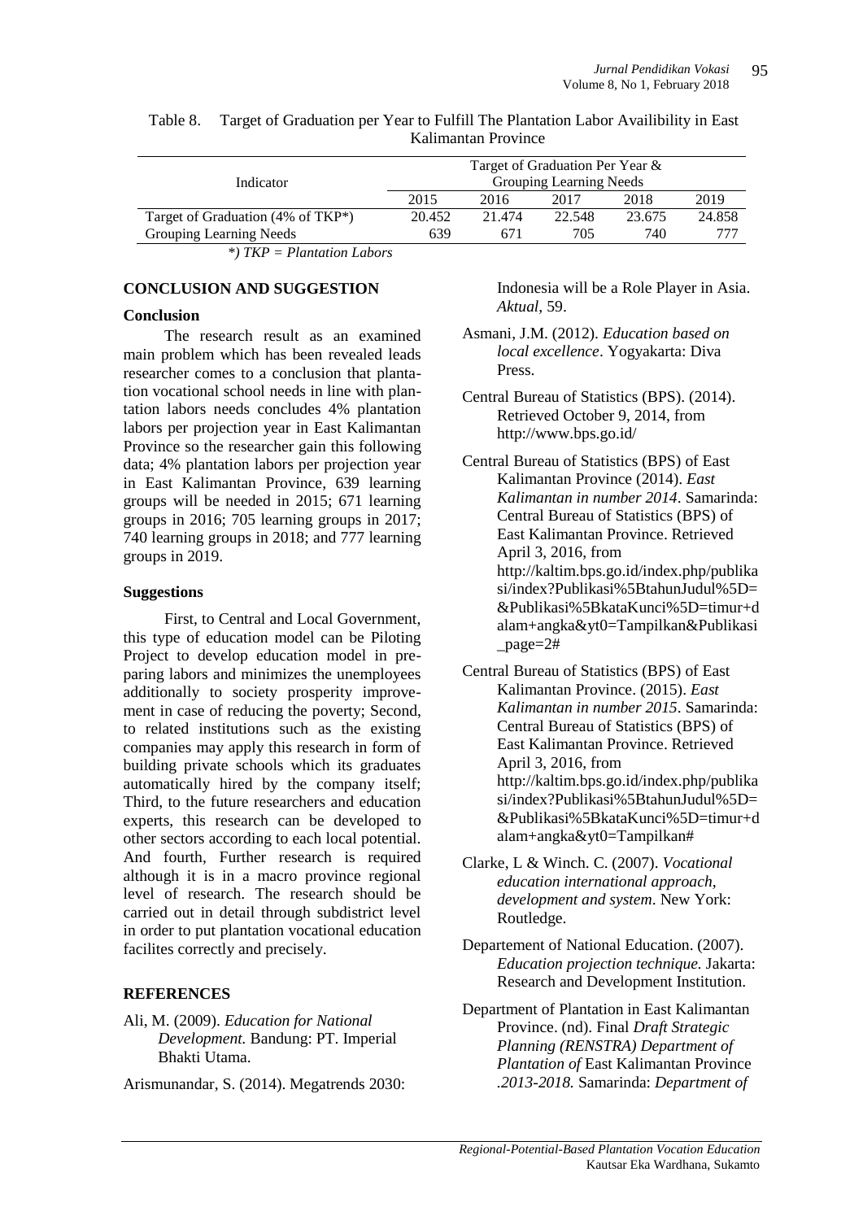Table 8. Target of Graduation per Year to Fulfill The Plantation Labor Availibility in East Kalimantan Province

| Indicator | Target of Graduation Per Year & Grouping Learning Needs | | | | |
|---|---|---|---|---|---|
| | 2015 | 2016 | 2017 | 2018 | 2019 |
| Target of Graduation (4% of TKP*) | 20.452 | 21.474 | 22.548 | 23.675 | 24.858 |
| Grouping Learning Needs | 639 | 671 | 705 | 740 | 777 |

*\*) TKP = Plantation Labors*

## CONCLUSION AND SUGGESTION

### Conclusion

The research result as an examined main problem which has been revealed leads researcher comes to a conclusion that plantation vocational school needs in line with plantation labors needs concludes 4% plantation labors per projection year in East Kalimantan Province so the researcher gain this following data; 4% plantation labors per projection year in East Kalimantan Province, 639 learning groups will be needed in 2015; 671 learning groups in 2016; 705 learning groups in 2017; 740 learning groups in 2018; and 777 learning groups in 2019.

### Suggestions

First, to Central and Local Government, this type of education model can be Piloting Project to develop education model in preparing labors and minimizes the unemployees additionally to society prosperity improvement in case of reducing the poverty; Second, to related institutions such as the existing companies may apply this research in form of building private schools which its graduates automatically hired by the company itself; Third, to the future researchers and education experts, this research can be developed to other sectors according to each local potential. And fourth, Further research is required although it is in a macro province regional level of research. The research should be carried out in detail through subdistrict level in order to put plantation vocational education facilites correctly and precisely.

## REFERENCES

Ali, M. (2009). *Education for National Development.* Bandung: PT. Imperial Bhakti Utama.

Arismunandar, S. (2014). Megatrends 2030: Indonesia will be a Role Player in Asia. *Aktual*, 59.

Asmani, J.M. (2012). *Education based on local excellence*. Yogyakarta: Diva Press.

Central Bureau of Statistics (BPS). (2014). Retrieved October 9, 2014, from http://www.bps.go.id/

Central Bureau of Statistics (BPS) of East Kalimantan Province (2014). *East Kalimantan in number 2014*. Samarinda: Central Bureau of Statistics (BPS) of East Kalimantan Province. Retrieved April 3, 2016, from http://kaltim.bps.go.id/index.php/publikasi/index?Publikasi%5BtahunJudul%5D=&Publikasi%5BkataKunci%5D=timur+dalam+angka&yt0=Tampilkan&Publikasi_page=2#

Central Bureau of Statistics (BPS) of East Kalimantan Province. (2015). *East Kalimantan in number 2015*. Samarinda: Central Bureau of Statistics (BPS) of East Kalimantan Province. Retrieved April 3, 2016, from http://kaltim.bps.go.id/index.php/publikasi/index?Publikasi%5BtahunJudul%5D=&Publikasi%5BkataKunci%5D=timur+dalam+angka&yt0=Tampilkan#

Clarke, L & Winch. C. (2007). *Vocational education international approach, development and system*. New York: Routledge.

Departement of National Education. (2007). *Education projection technique.* Jakarta: Research and Development Institution.

Department of Plantation in East Kalimantan Province. (nd). Final *Draft Strategic Planning (RENSTRA) Department of Plantation of* East Kalimantan Province *.2013-2018.* Samarinda: *Department of*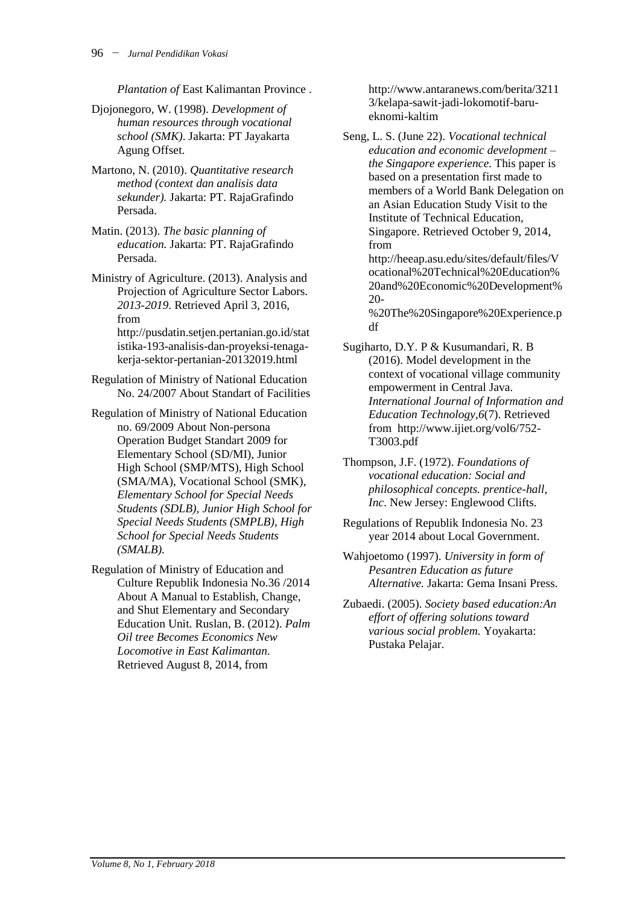*Plantation of* East Kalimantan Province .

Djojonegoro, W. (1998). *Development of human resources through vocational school (SMK)*. Jakarta: PT Jayakarta Agung Offset.

Martono, N. (2010). *Quantitative research method (context dan analisis data sekunder).* Jakarta: PT. RajaGrafindo Persada.

Matin. (2013). *The basic planning of education.* Jakarta: PT. RajaGrafindo Persada.

Ministry of Agriculture. (2013). Analysis and Projection of Agriculture Sector Labors. *2013-2019*. Retrieved April 3, 2016, from http://pusdatin.setjen.pertanian.go.id/statistika-193-analisis-dan-proyeksi-tenaga-kerja-sektor-pertanian-20132019.html

Regulation of Ministry of National Education No. 24/2007 About Standart of Facilities

Regulation of Ministry of National Education no. 69/2009 About Non-persona Operation Budget Standart 2009 for Elementary School (SD/MI), Junior High School (SMP/MTS), High School (SMA/MA), Vocational School (SMK), *Elementary School for Special Needs Students (SDLB), Junior High School for Special Needs Students (SMPLB), High School for Special Needs Students (SMALB).*

Regulation of Ministry of Education and Culture Republik Indonesia No.36 /2014 About A Manual to Establish, Change, and Shut Elementary and Secondary Education Unit. Ruslan, B. (2012). *Palm Oil tree Becomes Economics New Locomotive in East Kalimantan.* Retrieved August 8, 2014, from http://www.antaranews.com/berita/32113/kelapa-sawit-jadi-lokomotif-baru-eknomi-kaltim

Seng, L. S. (June 22). *Vocational technical education and economic development – the Singapore experience.* This paper is based on a presentation first made to members of a World Bank Delegation on an Asian Education Study Visit to the Institute of Technical Education, Singapore. Retrieved October 9, 2014, from http://heeap.asu.edu/sites/default/files/Vocational%20Technical%20Education%20and%20Economic%20Development%20-%20The%20Singapore%20Experience.pdf

Sugiharto, D.Y. P & Kusumandari, R. B (2016). Model development in the context of vocational village community empowerment in Central Java. *International Journal of Information and Education Technology,6*(7). Retrieved from http://www.ijiet.org/vol6/752-T3003.pdf

Thompson, J.F. (1972). *Foundations of vocational education: Social and philosophical concepts. prentice-hall, Inc*. New Jersey: Englewood Clifts.

Regulations of Republik Indonesia No. 23 year 2014 about Local Government.

Wahjoetomo (1997). *University in form of Pesantren Education as future Alternative.* Jakarta: Gema Insani Press.

Zubaedi. (2005). *Society based education:An effort of offering solutions toward various social problem.* Yoyakarta: Pustaka Pelajar.